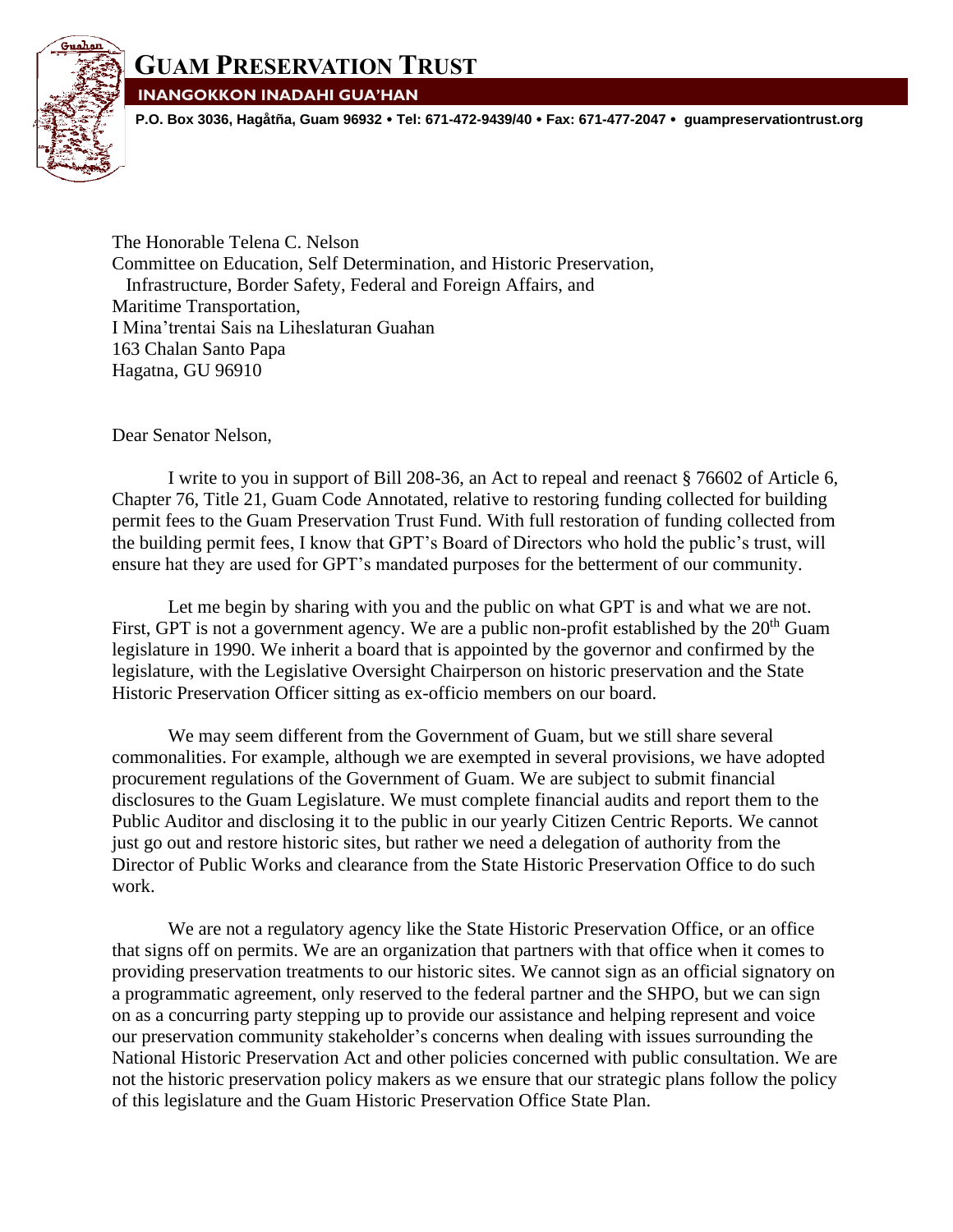# GUAM PRESERVATION TRUST

**INANGOKKON INADAHI GUA'HAN**

**P.O. Box 3036, Hagåtña, Guam 96932 • Tel: 671-472-9439/40 • Fax: 671-477-2047 • guampreservationtrust.org**

The Honorable Telena C. Nelson
Committee on Education, Self Determination, and Historic Preservation,
Infrastructure, Border Safety, Federal and Foreign Affairs, and
Maritime Transportation,
I Mina'trentai Sais na Liheslaturan Guahan
163 Chalan Santo Papa
Hagatna, GU 96910

Dear Senator Nelson,

I write to you in support of Bill 208-36, an Act to repeal and reenact § 76602 of Article 6, Chapter 76, Title 21, Guam Code Annotated, relative to restoring funding collected for building permit fees to the Guam Preservation Trust Fund. With full restoration of funding collected from the building permit fees, I know that GPT's Board of Directors who hold the public's trust, will ensure hat they are used for GPT's mandated purposes for the betterment of our community.

Let me begin by sharing with you and the public on what GPT is and what we are not. First, GPT is not a government agency. We are a public non-profit established by the 20th Guam legislature in 1990. We inherit a board that is appointed by the governor and confirmed by the legislature, with the Legislative Oversight Chairperson on historic preservation and the State Historic Preservation Officer sitting as ex-officio members on our board.

We may seem different from the Government of Guam, but we still share several commonalities. For example, although we are exempted in several provisions, we have adopted procurement regulations of the Government of Guam. We are subject to submit financial disclosures to the Guam Legislature. We must complete financial audits and report them to the Public Auditor and disclosing it to the public in our yearly Citizen Centric Reports. We cannot just go out and restore historic sites, but rather we need a delegation of authority from the Director of Public Works and clearance from the State Historic Preservation Office to do such work.

We are not a regulatory agency like the State Historic Preservation Office, or an office that signs off on permits. We are an organization that partners with that office when it comes to providing preservation treatments to our historic sites. We cannot sign as an official signatory on a programmatic agreement, only reserved to the federal partner and the SHPO, but we can sign on as a concurring party stepping up to provide our assistance and helping represent and voice our preservation community stakeholder's concerns when dealing with issues surrounding the National Historic Preservation Act and other policies concerned with public consultation. We are not the historic preservation policy makers as we ensure that our strategic plans follow the policy of this legislature and the Guam Historic Preservation Office State Plan.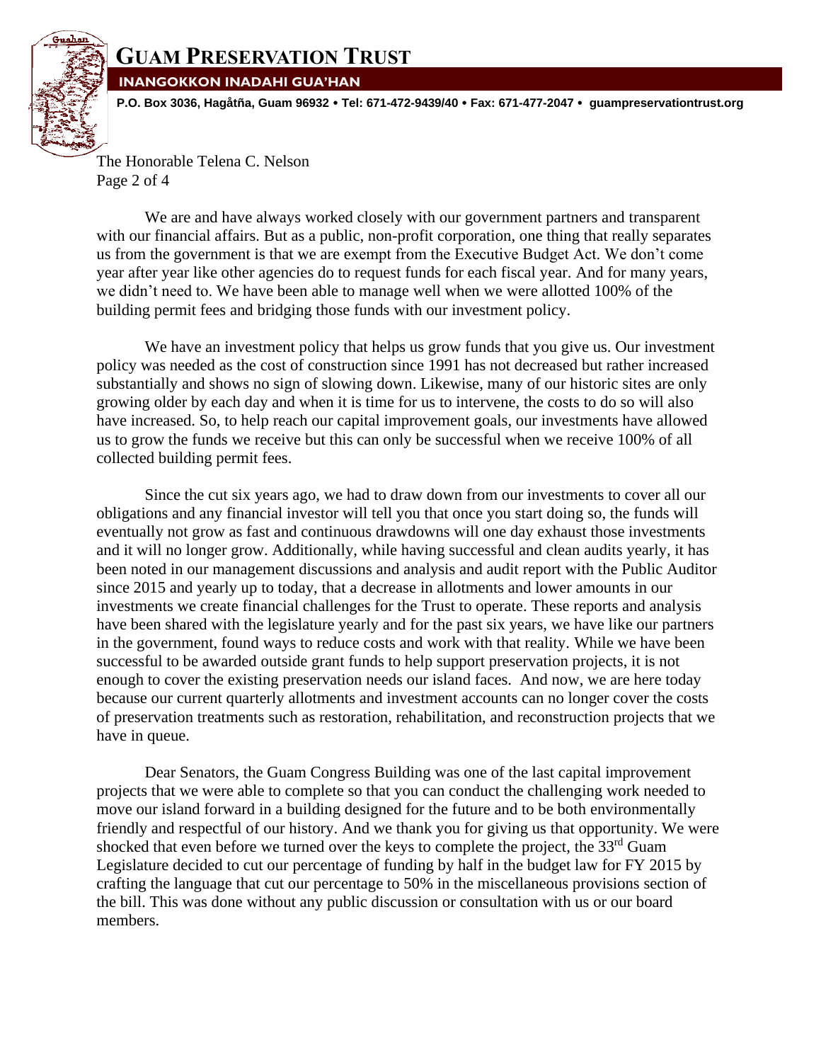The Honorable Telena C. Nelson
Page 2 of 4

We are and have always worked closely with our government partners and transparent with our financial affairs. But as a public, non-profit corporation, one thing that really separates us from the government is that we are exempt from the Executive Budget Act. We don't come year after year like other agencies do to request funds for each fiscal year. And for many years, we didn't need to. We have been able to manage well when we were allotted 100% of the building permit fees and bridging those funds with our investment policy.

We have an investment policy that helps us grow funds that you give us. Our investment policy was needed as the cost of construction since 1991 has not decreased but rather increased substantially and shows no sign of slowing down. Likewise, many of our historic sites are only growing older by each day and when it is time for us to intervene, the costs to do so will also have increased. So, to help reach our capital improvement goals, our investments have allowed us to grow the funds we receive but this can only be successful when we receive 100% of all collected building permit fees.

Since the cut six years ago, we had to draw down from our investments to cover all our obligations and any financial investor will tell you that once you start doing so, the funds will eventually not grow as fast and continuous drawdowns will one day exhaust those investments and it will no longer grow. Additionally, while having successful and clean audits yearly, it has been noted in our management discussions and analysis and audit report with the Public Auditor since 2015 and yearly up to today, that a decrease in allotments and lower amounts in our investments we create financial challenges for the Trust to operate. These reports and analysis have been shared with the legislature yearly and for the past six years, we have like our partners in the government, found ways to reduce costs and work with that reality. While we have been successful to be awarded outside grant funds to help support preservation projects, it is not enough to cover the existing preservation needs our island faces. And now, we are here today because our current quarterly allotments and investment accounts can no longer cover the costs of preservation treatments such as restoration, rehabilitation, and reconstruction projects that we have in queue.

Dear Senators, the Guam Congress Building was one of the last capital improvement projects that we were able to complete so that you can conduct the challenging work needed to move our island forward in a building designed for the future and to be both environmentally friendly and respectful of our history. And we thank you for giving us that opportunity. We were shocked that even before we turned over the keys to complete the project, the 33rd Guam Legislature decided to cut our percentage of funding by half in the budget law for FY 2015 by crafting the language that cut our percentage to 50% in the miscellaneous provisions section of the bill. This was done without any public discussion or consultation with us or our board members.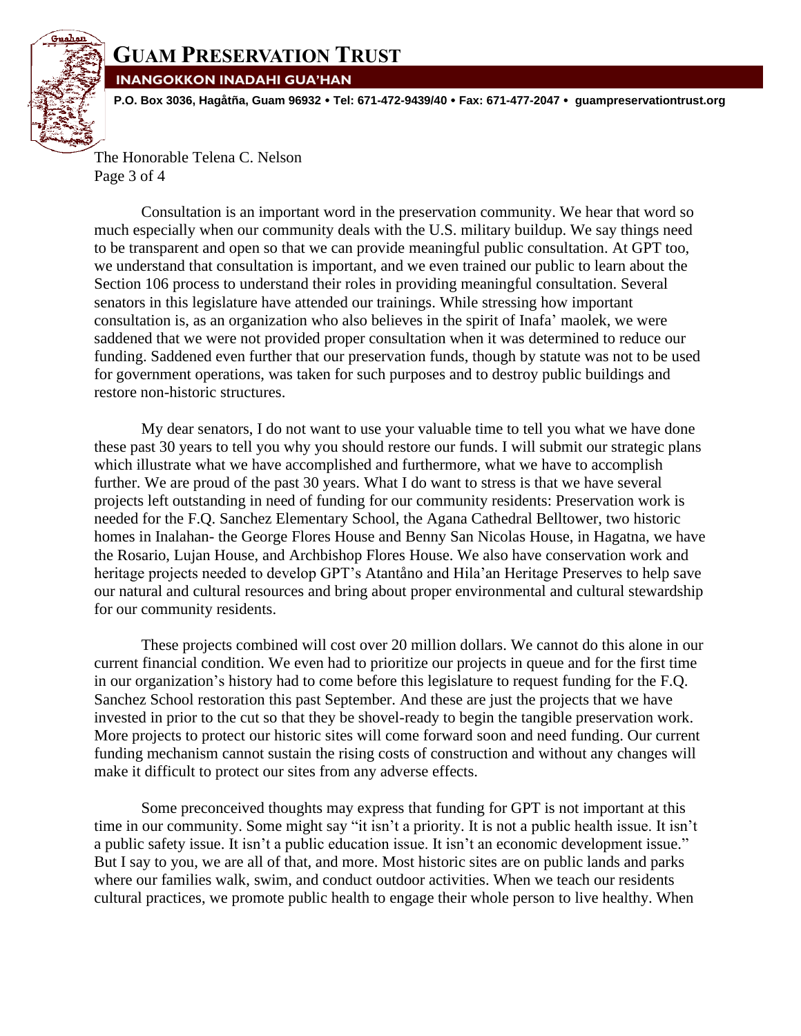The Honorable Telena C. Nelson

Consultation is an important word in the preservation community. We hear that word so much especially when our community deals with the U.S. military buildup. We say things need to be transparent and open so that we can provide meaningful public consultation. At GPT too, we understand that consultation is important, and we even trained our public to learn about the Section 106 process to understand their roles in providing meaningful consultation. Several senators in this legislature have attended our trainings. While stressing how important consultation is, as an organization who also believes in the spirit of Inafa' maolek, we were saddened that we were not provided proper consultation when it was determined to reduce our funding. Saddened even further that our preservation funds, though by statute was not to be used for government operations, was taken for such purposes and to destroy public buildings and restore non-historic structures.

My dear senators, I do not want to use your valuable time to tell you what we have done these past 30 years to tell you why you should restore our funds. I will submit our strategic plans which illustrate what we have accomplished and furthermore, what we have to accomplish further. We are proud of the past 30 years. What I do want to stress is that we have several projects left outstanding in need of funding for our community residents: Preservation work is needed for the F.Q. Sanchez Elementary School, the Agana Cathedral Belltower, two historic homes in Inalahan- the George Flores House and Benny San Nicolas House, in Hagatna, we have the Rosario, Lujan House, and Archbishop Flores House. We also have conservation work and heritage projects needed to develop GPT's Atantåno and Hila'an Heritage Preserves to help save our natural and cultural resources and bring about proper environmental and cultural stewardship for our community residents.

These projects combined will cost over 20 million dollars. We cannot do this alone in our current financial condition. We even had to prioritize our projects in queue and for the first time in our organization's history had to come before this legislature to request funding for the F.Q. Sanchez School restoration this past September. And these are just the projects that we have invested in prior to the cut so that they be shovel-ready to begin the tangible preservation work. More projects to protect our historic sites will come forward soon and need funding. Our current funding mechanism cannot sustain the rising costs of construction and without any changes will make it difficult to protect our sites from any adverse effects.

Some preconceived thoughts may express that funding for GPT is not important at this time in our community. Some might say "it isn't a priority. It is not a public health issue. It isn't a public safety issue. It isn't a public education issue. It isn't an economic development issue." But I say to you, we are all of that, and more. Most historic sites are on public lands and parks where our families walk, swim, and conduct outdoor activities. When we teach our residents cultural practices, we promote public health to engage their whole person to live healthy. When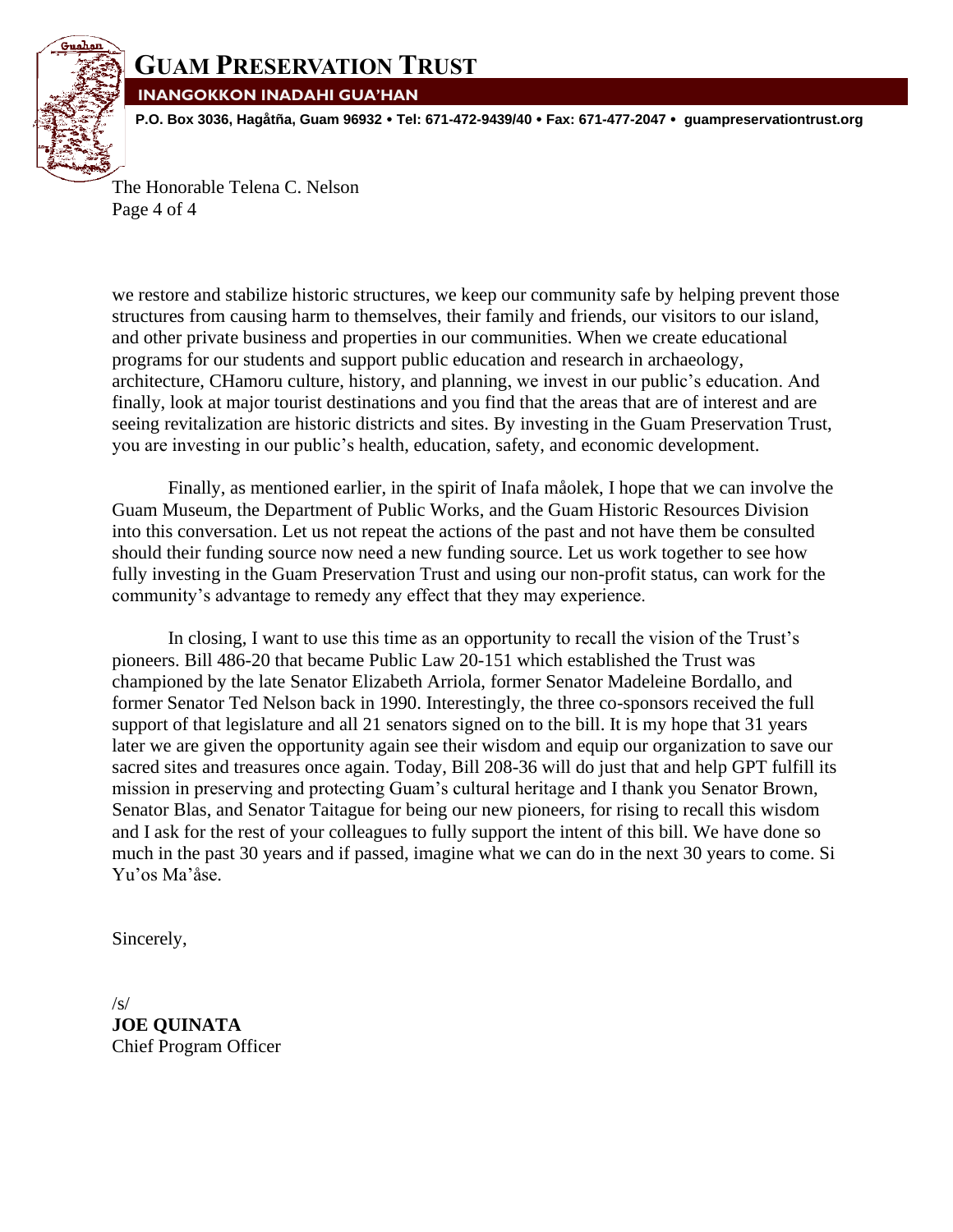we restore and stabilize historic structures, we keep our community safe by helping prevent those structures from causing harm to themselves, their family and friends, our visitors to our island, and other private business and properties in our communities. When we create educational programs for our students and support public education and research in archaeology, architecture, CHamoru culture, history, and planning, we invest in our public's education. And finally, look at major tourist destinations and you find that the areas that are of interest and are seeing revitalization are historic districts and sites. By investing in the Guam Preservation Trust, you are investing in our public's health, education, safety, and economic development.

Finally, as mentioned earlier, in the spirit of Inafa måolek, I hope that we can involve the Guam Museum, the Department of Public Works, and the Guam Historic Resources Division into this conversation. Let us not repeat the actions of the past and not have them be consulted should their funding source now need a new funding source. Let us work together to see how fully investing in the Guam Preservation Trust and using our non-profit status, can work for the community's advantage to remedy any effect that they may experience.

In closing, I want to use this time as an opportunity to recall the vision of the Trust's pioneers. Bill 486-20 that became Public Law 20-151 which established the Trust was championed by the late Senator Elizabeth Arriola, former Senator Madeleine Bordallo, and former Senator Ted Nelson back in 1990. Interestingly, the three co-sponsors received the full support of that legislature and all 21 senators signed on to the bill. It is my hope that 31 years later we are given the opportunity again see their wisdom and equip our organization to save our sacred sites and treasures once again. Today, Bill 208-36 will do just that and help GPT fulfill its mission in preserving and protecting Guam's cultural heritage and I thank you Senator Brown, Senator Blas, and Senator Taitague for being our new pioneers, for rising to recall this wisdom and I ask for the rest of your colleagues to fully support the intent of this bill. We have done so much in the past 30 years and if passed, imagine what we can do in the next 30 years to come. Si Yu'os Ma'åse.

Sincerely,

/s/
**JOE QUINATA**
Chief Program Officer